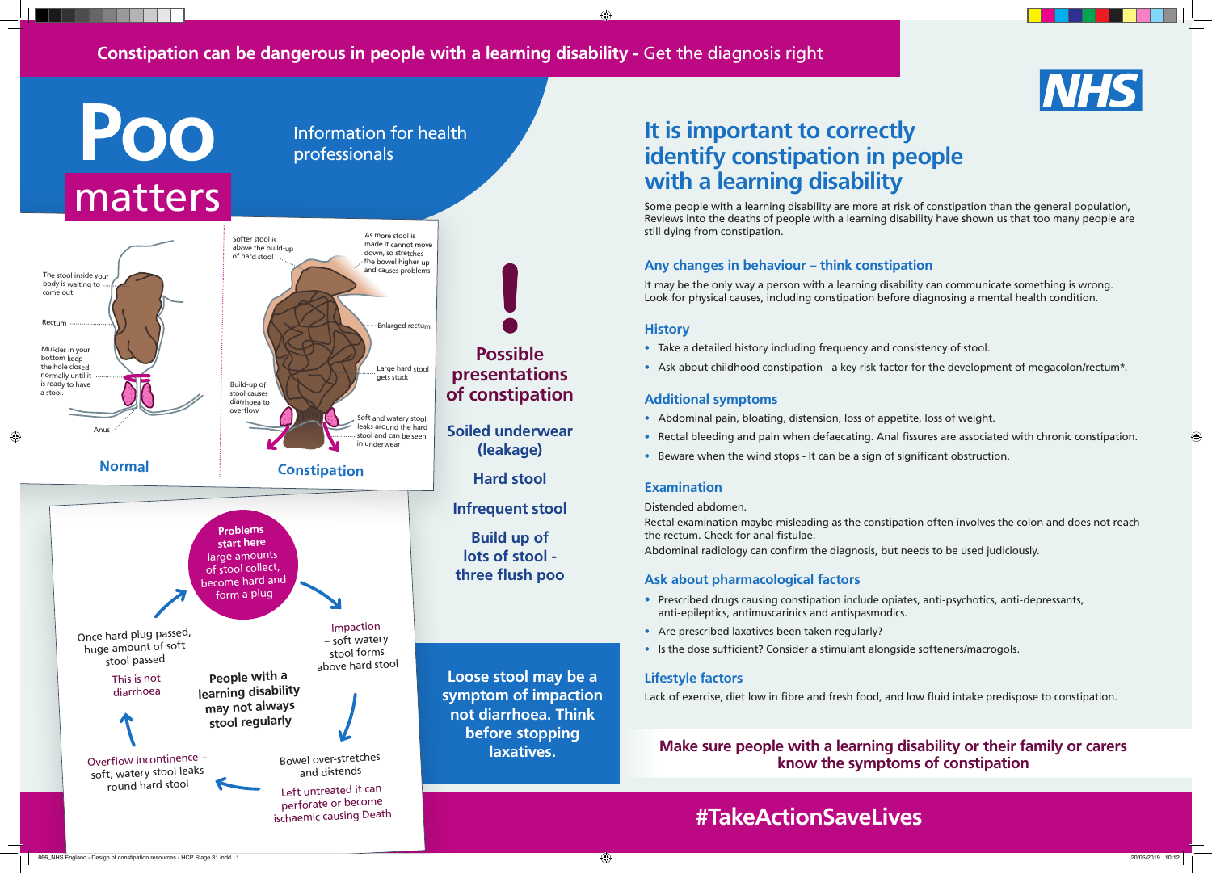**Constipation can be dangerous in people with a learning disability -** Get the diagnosis right

# Poo matters

Information for health professionals

The stool inside your body is waiting to come out

Rectum

Muscles in your bottom keep the hole closed normally until it is ready to have a stool.

Anus

**Normal**

Softer stool is above the build-up of hard stool

As more stool is made it cannot move down, so stretches the bowel higher up and causes problems

Enlarged rectum

Large hard stool gets stuck

Build-up of stool causes diarrhoea to overflow

Soft and watery stool leaks around the hard stool and can be seen in underwear

**Constipation**

**Problems start here** large amounts of stool collect, become hard and form a plug

Impaction – soft watery stool forms above hard stool

Bowel over-stretches and distends

Left untreated it can perforate or become ischaemic causing Death

Overflow incontinence – soft, watery stool leaks round hard stool

Once hard plug passed, huge amount of soft stool passed

This is not diarrhoea

**People with a learning disability may not always stool regularly**

## Possible presentations of constipation

**Soiled underwear (leakage)**

**Hard stool**

**Infrequent stool**

**Build up of lots of stool - three flush poo**

**Loose stool may be a symptom of impaction not diarrhoea. Think before stopping laxatives.**

## It is important to correctly identify constipation in people with a learning disability

Some people with a learning disability are more at risk of constipation than the general population, Reviews into the deaths of people with a learning disability have shown us that too many people are still dying from constipation.

### Any changes in behaviour – think constipation

It may be the only way a person with a learning disability can communicate something is wrong. Look for physical causes, including constipation before diagnosing a mental health condition.

### History

- Take a detailed history including frequency and consistency of stool.
- Ask about childhood constipation - a key risk factor for the development of megacolon/rectum*.

### Additional symptoms

- Abdominal pain, bloating, distension, loss of appetite, loss of weight.
- Rectal bleeding and pain when defaecating. Anal fissures are associated with chronic constipation.
- Beware when the wind stops - It can be a sign of significant obstruction.

### Examination

Distended abdomen.

Rectal examination maybe misleading as the constipation often involves the colon and does not reach the rectum. Check for anal fistulae.

Abdominal radiology can confirm the diagnosis, but needs to be used judiciously.

### Ask about pharmacological factors

- Prescribed drugs causing constipation include opiates, anti-psychotics, anti-depressants, anti-epileptics, antimuscarinics and antispasmodics.
- Are prescribed laxatives been taken regularly?
- Is the dose sufficient? Consider a stimulant alongside softeners/macrogols.

### Lifestyle factors

Lack of exercise, diet low in fibre and fresh food, and low fluid intake predispose to constipation.

**Make sure people with a learning disability or their family or carers know the symptoms of constipation**

**#TakeActionSaveLives**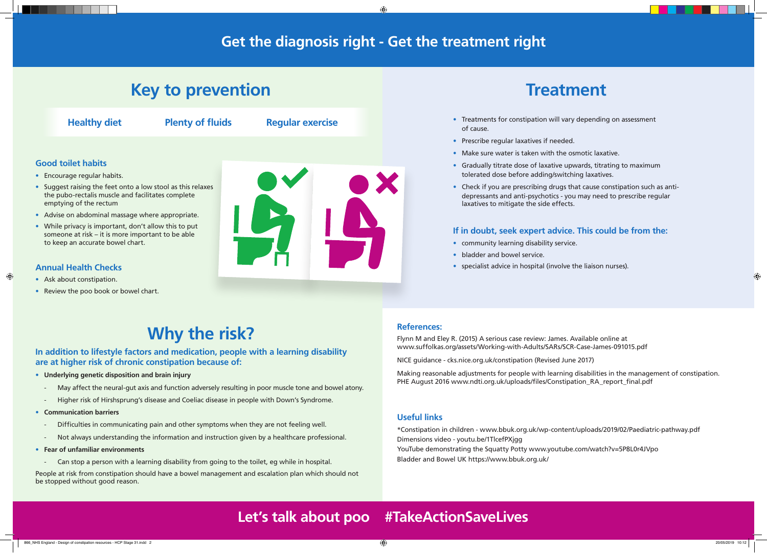# Get the diagnosis right - Get the treatment right

## Key to prevention

**Healthy diet** **Plenty of fluids** **Regular exercise**

### Good toilet habits

- Encourage regular habits.
- Suggest raising the feet onto a low stool as this relaxes the pubo-rectalis muscle and facilitates complete emptying of the rectum
- Advise on abdominal massage where appropriate.
- While privacy is important, don't allow this to put someone at risk – it is more important to be able to keep an accurate bowel chart.

### Annual Health Checks

- Ask about constipation.
- Review the poo book or bowel chart.

## Why the risk?

### In addition to lifestyle factors and medication, people with a learning disability are at higher risk of chronic constipation because of:

- **Underlying genetic disposition and brain injury**
  - May affect the neural-gut axis and function adversely resulting in poor muscle tone and bowel atony.
  - Higher risk of Hirshsprung's disease and Coeliac disease in people with Down's Syndrome.
- **Communication barriers**
  - Difficulties in communicating pain and other symptoms when they are not feeling well.
  - Not always understanding the information and instruction given by a healthcare professional.
- **Fear of unfamiliar environments**
  - Can stop a person with a learning disability from going to the toilet, eg while in hospital.

People at risk from constipation should have a bowel management and escalation plan which should not be stopped without good reason.

## Treatment

- Treatments for constipation will vary depending on assessment of cause.
- Prescribe regular laxatives if needed.
- Make sure water is taken with the osmotic laxative.
- Gradually titrate dose of laxative upwards, titrating to maximum tolerated dose before adding/switching laxatives.
- Check if you are prescribing drugs that cause constipation such as anti-depressants and anti-psychotics - you may need to prescribe regular laxatives to mitigate the side effects.

### If in doubt, seek expert advice. This could be from the:

- community learning disability service.
- bladder and bowel service.
- specialist advice in hospital (involve the liaison nurses).

### References:

Flynn M and Eley R. (2015) A serious case review: James. Available online at www.suffolkas.org/assets/Working-with-Adults/SARs/SCR-Case-James-091015.pdf

NICE guidance - cks.nice.org.uk/constipation (Revised June 2017)

Making reasonable adjustments for people with learning disabilities in the management of constipation. PHE August 2016 www.ndti.org.uk/uploads/files/Constipation_RA_report_final.pdf

### Useful links

*Constipation in children - www.bbuk.org.uk/wp-content/uploads/2019/02/Paediatric-pathway.pdf
Dimensions video - youtu.be/1TIcefPXjgg
YouTube demonstrating the Squatty Potty www.youtube.com/watch?v=5P8L0r4JVpo
Bladder and Bowel UK https://www.bbuk.org.uk/

**Let's talk about poo #TakeActionSaveLives**